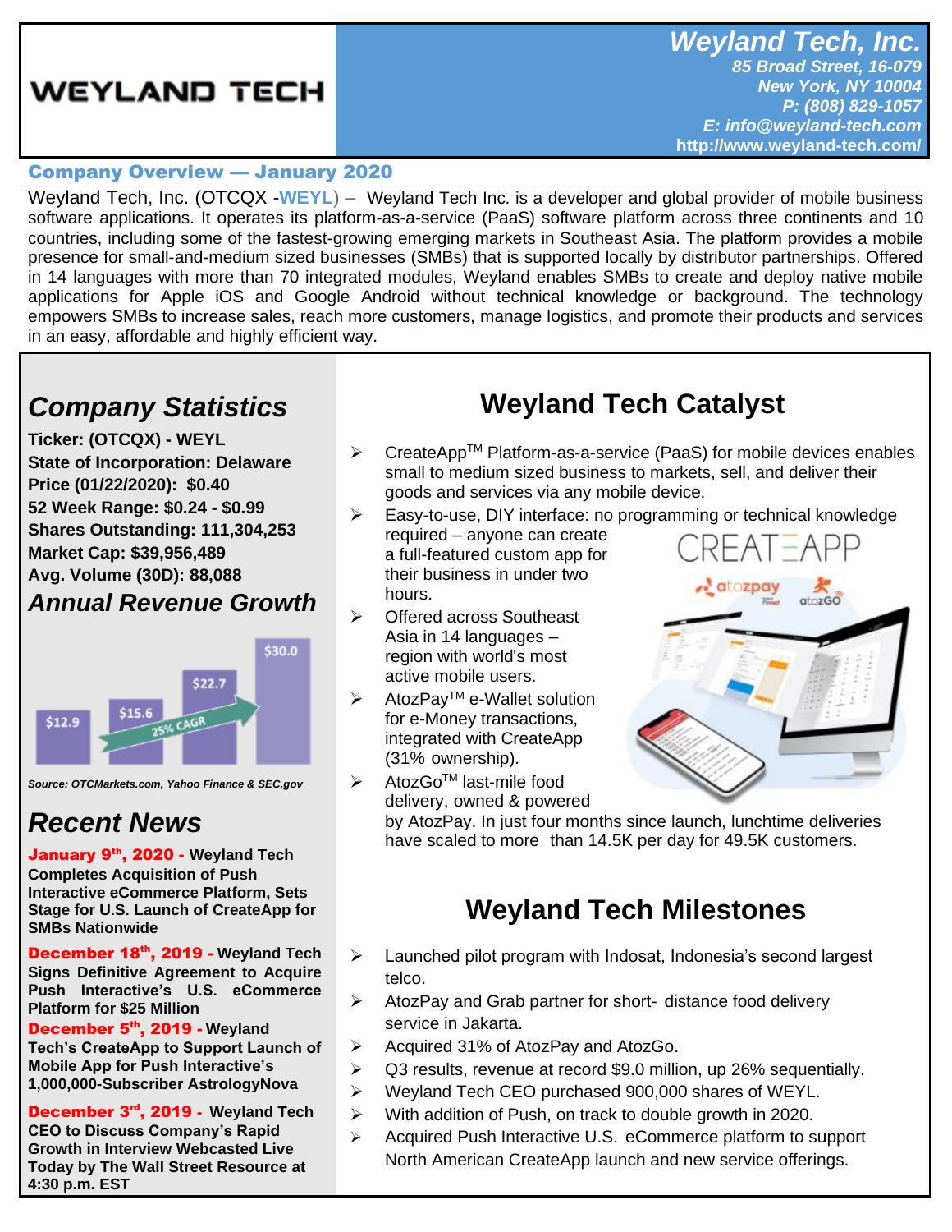# WEYLAND TECH

**Weyland Tech, Inc.**
*85 Broad Street, 16-079*
*New York, NY 10004*
*P: (808) 829-1057*
*E: info@weyland-tech.com*
http://www.weyland-tech.com/

## Company Overview — January 2020

Weyland Tech, Inc. (OTCQX -**WEYL**) – Weyland Tech Inc. is a developer and global provider of mobile business software applications. It operates its platform-as-a-service (PaaS) software platform across three continents and 10 countries, including some of the fastest-growing emerging markets in Southeast Asia. The platform provides a mobile presence for small-and-medium sized businesses (SMBs) that is supported locally by distributor partnerships. Offered in 14 languages with more than 70 integrated modules, Weyland enables SMBs to create and deploy native mobile applications for Apple iOS and Google Android without technical knowledge or background. The technology empowers SMBs to increase sales, reach more customers, manage logistics, and promote their products and services in an easy, affordable and highly efficient way.

## *Company Statistics*

**Ticker: (OTCQX) - WEYL**
**State of Incorporation: Delaware**
**Price (01/22/2020): $0.40**
**52 Week Range: $0.24 - $0.99**
**Shares Outstanding: 111,304,253**
**Market Cap: $39,956,489**
**Avg. Volume (30D): 88,088**

## *Annual Revenue Growth*

$12.9 | $15.6 | $22.7 | $30.0 — 25% CAGR

*Source: OTCMarkets.com, Yahoo Finance & SEC.gov*

## *Recent News*

**January 9th, 2020 - Weyland Tech Completes Acquisition of Push Interactive eCommerce Platform, Sets Stage for U.S. Launch of CreateApp for SMBs Nationwide**

**December 18th, 2019 - Weyland Tech Signs Definitive Agreement to Acquire Push Interactive's U.S. eCommerce Platform for $25 Million**

**December 5th, 2019 - Weyland Tech's CreateApp to Support Launch of Mobile App for Push Interactive's 1,000,000-Subscriber AstrologyNova**

**December 3rd, 2019 - Weyland Tech CEO to Discuss Company's Rapid Growth in Interview Webcasted Live Today by The Wall Street Resource at 4:30 p.m. EST**

## Weyland Tech Catalyst

- CreateApp™ Platform-as-a-service (PaaS) for mobile devices enables small to medium sized business to markets, sell, and deliver their goods and services via any mobile device.
- Easy-to-use, DIY interface: no programming or technical knowledge required – anyone can create a full-featured custom app for their business in under two hours.
- Offered across Southeast Asia in 14 languages – region with world's most active mobile users.
- AtozPay™ e-Wallet solution for e-Money transactions, integrated with CreateApp (31% ownership).
- AtozGo™ last-mile food delivery, owned & powered by AtozPay. In just four months since launch, lunchtime deliveries have scaled to more than 14.5K per day for 49.5K customers.

## Weyland Tech Milestones

- Launched pilot program with Indosat, Indonesia's second largest telco.
- AtozPay and Grab partner for short- distance food delivery service in Jakarta.
- Acquired 31% of AtozPay and AtozGo.
- Q3 results, revenue at record $9.0 million, up 26% sequentially.
- Weyland Tech CEO purchased 900,000 shares of WEYL.
- With addition of Push, on track to double growth in 2020.
- Acquired Push Interactive U.S. eCommerce platform to support North American CreateApp launch and new service offerings.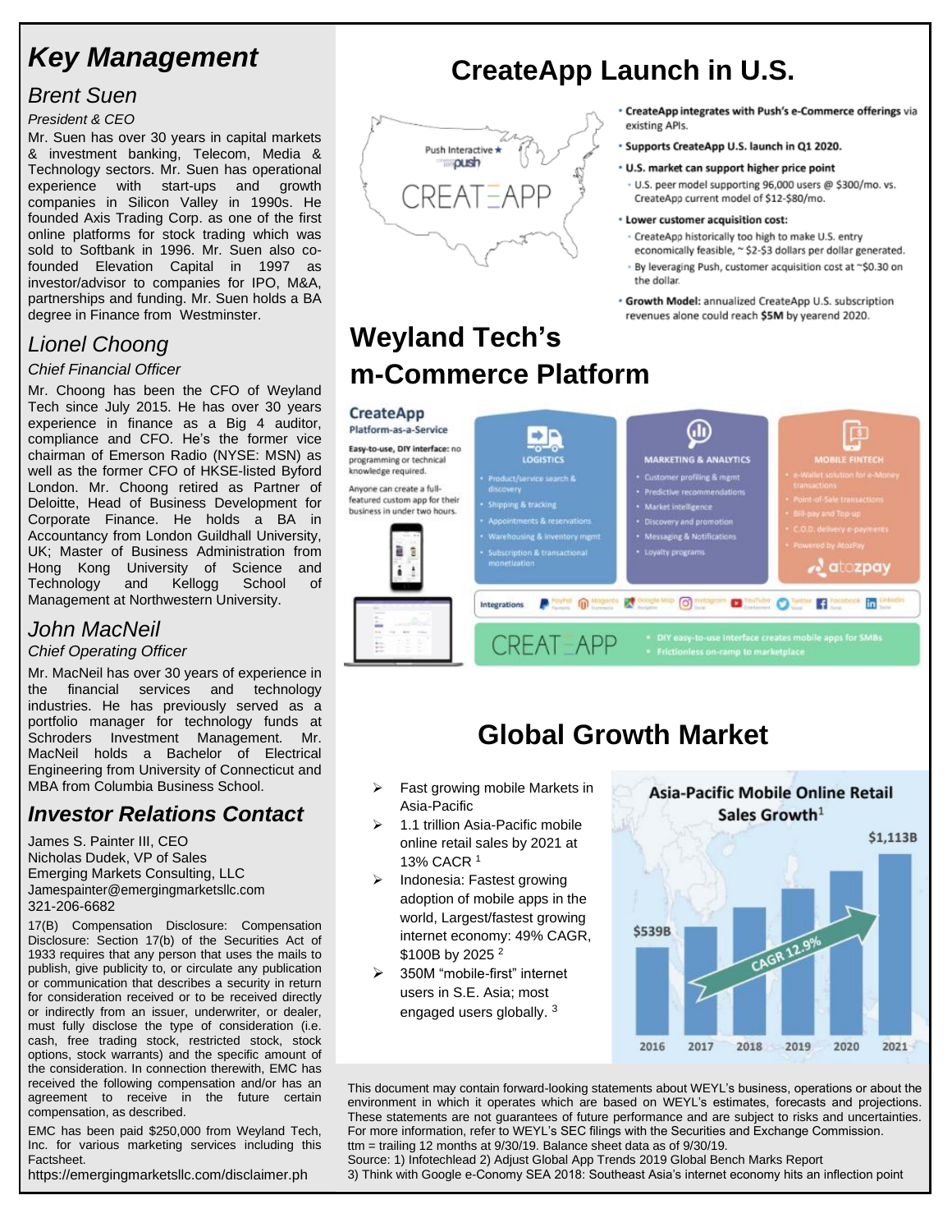# Key Management

## Brent Suen

*President & CEO*

Mr. Suen has over 30 years in capital markets & investment banking, Telecom, Media & Technology sectors. Mr. Suen has operational experience with start-ups and growth companies in Silicon Valley in 1990s. He founded Axis Trading Corp. as one of the first online platforms for stock trading which was sold to Softbank in 1996. Mr. Suen also co-founded Elevation Capital in 1997 as investor/advisor to companies for IPO, M&A, partnerships and funding. Mr. Suen holds a BA degree in Finance from Westminster.

## Lionel Choong

*Chief Financial Officer*

Mr. Choong has been the CFO of Weyland Tech since July 2015. He has over 30 years experience in finance as a Big 4 auditor, compliance and CFO. He's the former vice chairman of Emerson Radio (NYSE: MSN) as well as the former CFO of HKSE-listed Byford London. Mr. Choong retired as Partner of Deloitte, Head of Business Development for Corporate Finance. He holds a BA in Accountancy from London Guildhall University, UK; Master of Business Administration from Hong Kong University of Science and Technology and Kellogg School of Management at Northwestern University.

## John MacNeil

*Chief Operating Officer*

Mr. MacNeil has over 30 years of experience in the financial services and technology industries. He has previously served as a portfolio manager for technology funds at Schroders Investment Management. Mr. MacNeil holds a Bachelor of Electrical Engineering from University of Connecticut and MBA from Columbia Business School.

# Investor Relations Contact

James S. Painter III, CEO
Nicholas Dudek, VP of Sales
Emerging Markets Consulting, LLC
Jamespainter@emergingmarketsllc.com
321-206-6682

17(B) Compensation Disclosure: Compensation Disclosure: Section 17(b) of the Securities Act of 1933 requires that any person that uses the mails to publish, give publicity to, or circulate any publication or communication that describes a security in return for consideration received or to be received directly or indirectly from an issuer, underwriter, or dealer, must fully disclose the type of consideration (i.e. cash, free trading stock, restricted stock, stock options, stock warrants) and the specific amount of the consideration. In connection therewith, EMC has received the following compensation and/or has an agreement to receive in the future certain compensation, as described.

EMC has been paid $250,000 from Weyland Tech, Inc. for various marketing services including this Factsheet.

https://emergingmarketsllc.com/disclaimer.ph

# CreateApp Launch in U.S.

Push Interactive push
CREATEAPP

- **CreateApp integrates with Push's e-Commerce offerings** via existing APIs.
- **Supports CreateApp U.S. launch in Q1 2020.**
- **U.S. market can support higher price point**
  - U.S. peer model supporting 96,000 users @ $300/mo. vs. CreateApp current model of $12-$80/mo.
- **Lower customer acquisition cost:**
  - CreateApp historically too high to make U.S. entry economically feasible, ~$2-$3 dollars per dollar generated.
  - By leveraging Push, customer acquisition cost at ~$0.30 on the dollar.
- **Growth Model:** annualized CreateApp U.S. subscription revenues alone could reach **$5M** by yearend 2020.

# Weyland Tech's m-Commerce Platform

**CreateApp**
Platform-as-a-Service

**Easy-to-use, DIY interface:** no programming or technical knowledge required.

Anyone can create a full-featured custom app for their business in under two hours.

**LOGISTICS**
- Product/service search & discovery
- Shipping & tracking
- Appointments & reservations
- Warehousing & inventory mgmt
- Subscription & transactional monetization

**MARKETING & ANALYTICS**
- Customer profiling & mgmt
- Predictive recommendations
- Market intelligence
- Discovery and promotion
- Messaging & Notifications
- Loyalty programs

**MOBILE FINTECH**
- e-Wallet solution for e-Money transactions
- Point-of-Sale transactions
- Bill-pay and Top-up
- C.O.D. delivery e-payments
- Powered by AtozPay

atozpay

Integrations: PayPal, Magento, Google Map, Instagram, YouTube, Twitter, Facebook, LinkedIn

CREATEAPP
- DIY easy-to-use interface creates mobile apps for SMBs
- Frictionless on-ramp to marketplace

# Global Growth Market

- Fast growing mobile Markets in Asia-Pacific
- 1.1 trillion Asia-Pacific mobile online retail sales by 2021 at 13% CACR [1]
- Indonesia: Fastest growing adoption of mobile apps in the world, Largest/fastest growing internet economy: 49% CAGR, $100B by 2025 [2]
- 350M "mobile-first" internet users in S.E. Asia; most engaged users globally. [3]

Asia-Pacific Mobile Online Retail Sales Growth[1]

$539B
$1,113B
CAGR 12.9%
2016 2017 2018 2019 2020 2021

This document may contain forward-looking statements about WEYL's business, operations or about the environment in which it operates which are based on WEYL's estimates, forecasts and projections. These statements are not guarantees of future performance and are subject to risks and uncertainties. For more information, refer to WEYL's SEC filings with the Securities and Exchange Commission.
ttm = trailing 12 months at 9/30/19. Balance sheet data as of 9/30/19.
Source: 1) Infotechlead 2) Adjust Global App Trends 2019 Global Bench Marks Report
3) Think with Google e-Conomy SEA 2018: Southeast Asia's internet economy hits an inflection point